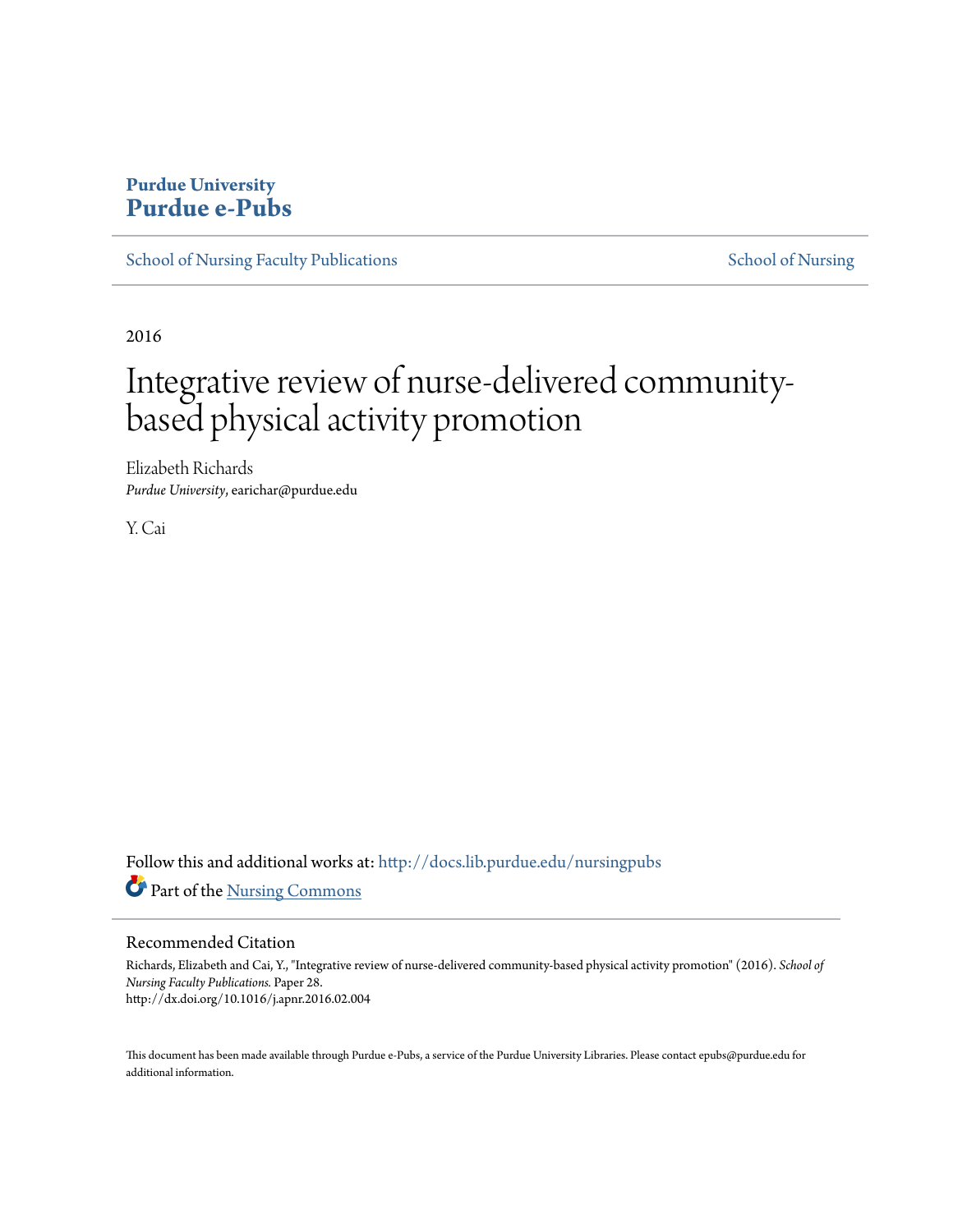**Purdue University**
**Purdue e-Pubs**

School of Nursing Faculty Publications | School of Nursing

2016

# Integrative review of nurse-delivered community-based physical activity promotion

Elizabeth Richards
*Purdue University*, earichar@purdue.edu

Y. Cai

Follow this and additional works at: http://docs.lib.purdue.edu/nursingpubs

Part of the Nursing Commons

## Recommended Citation

Richards, Elizabeth and Cai, Y., "Integrative review of nurse-delivered community-based physical activity promotion" (2016). *School of Nursing Faculty Publications.* Paper 28.
http://dx.doi.org/10.1016/j.apnr.2016.02.004

This document has been made available through Purdue e-Pubs, a service of the Purdue University Libraries. Please contact epubs@purdue.edu for additional information.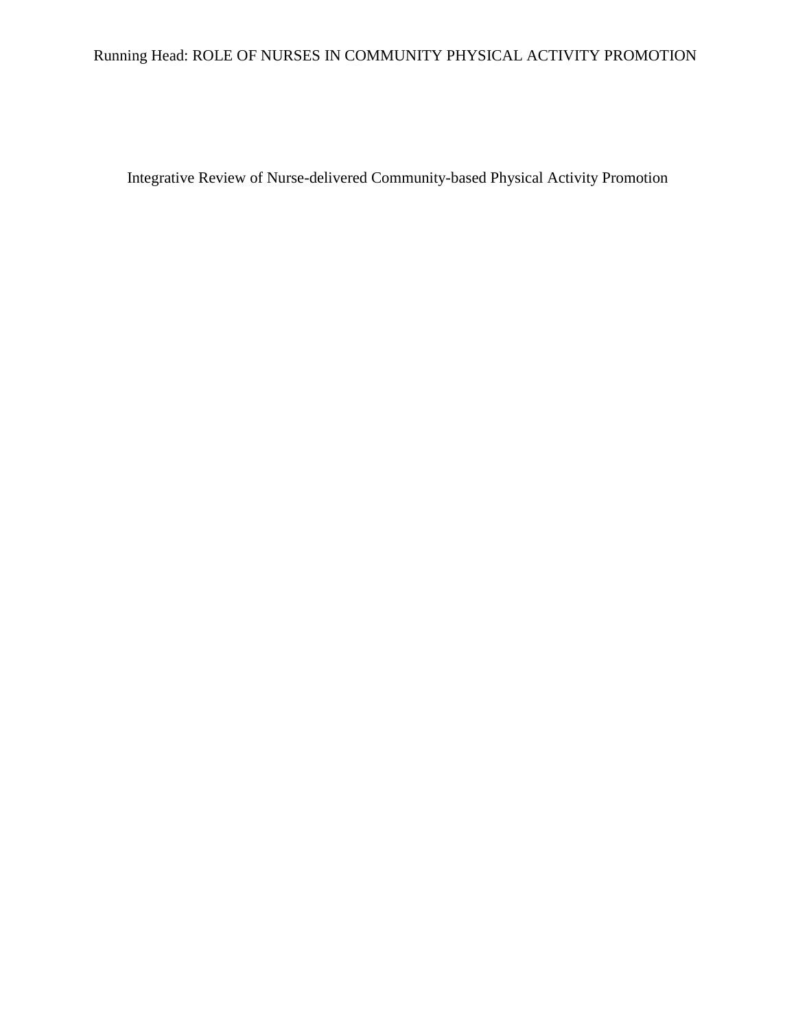# Integrative Review of Nurse-delivered Community-based Physical Activity Promotion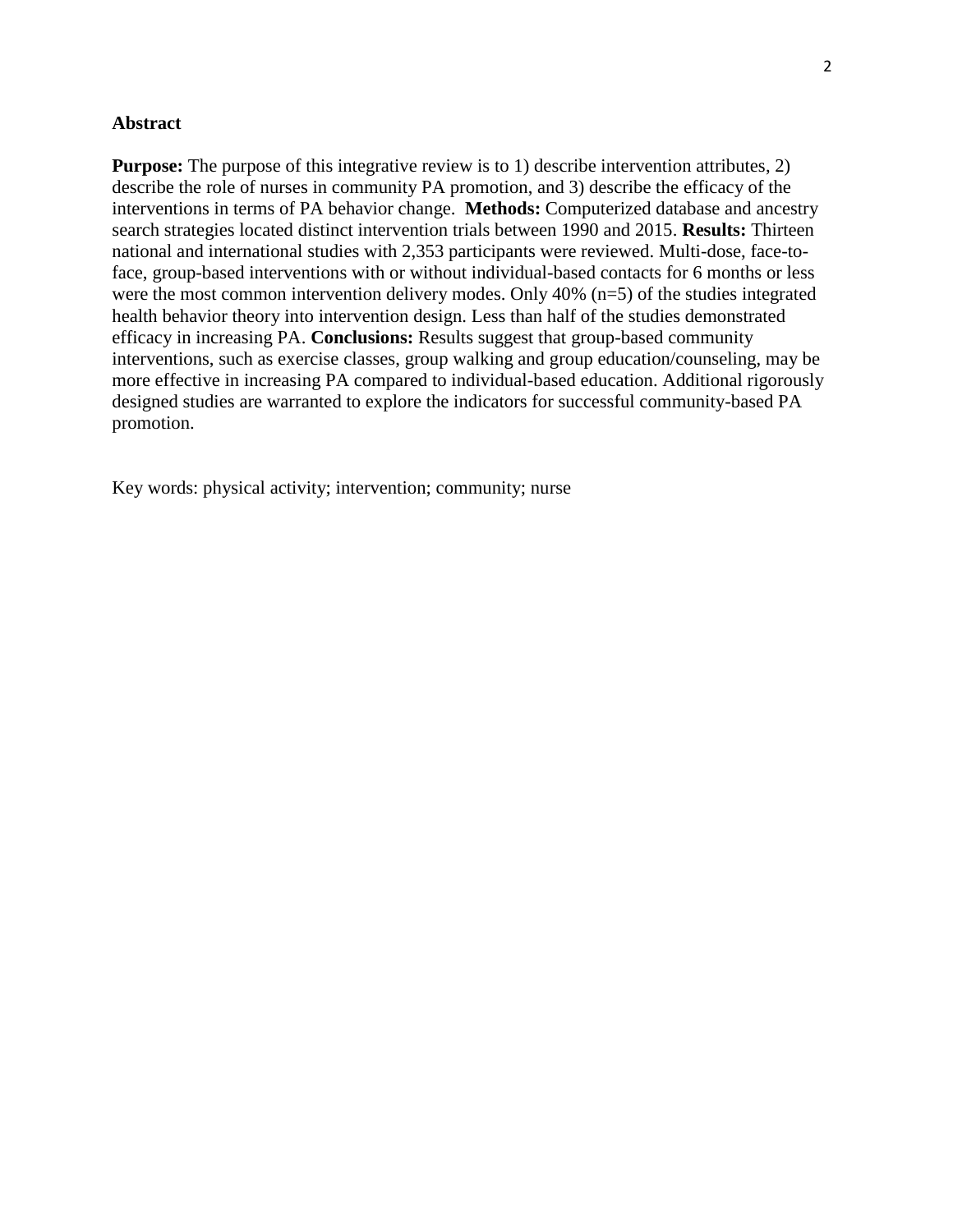## Abstract

**Purpose:** The purpose of this integrative review is to 1) describe intervention attributes, 2) describe the role of nurses in community PA promotion, and 3) describe the efficacy of the interventions in terms of PA behavior change. **Methods:** Computerized database and ancestry search strategies located distinct intervention trials between 1990 and 2015. **Results:** Thirteen national and international studies with 2,353 participants were reviewed. Multi-dose, face-to-face, group-based interventions with or without individual-based contacts for 6 months or less were the most common intervention delivery modes. Only 40% (n=5) of the studies integrated health behavior theory into intervention design. Less than half of the studies demonstrated efficacy in increasing PA. **Conclusions:** Results suggest that group-based community interventions, such as exercise classes, group walking and group education/counseling, may be more effective in increasing PA compared to individual-based education. Additional rigorously designed studies are warranted to explore the indicators for successful community-based PA promotion.

Key words: physical activity; intervention; community; nurse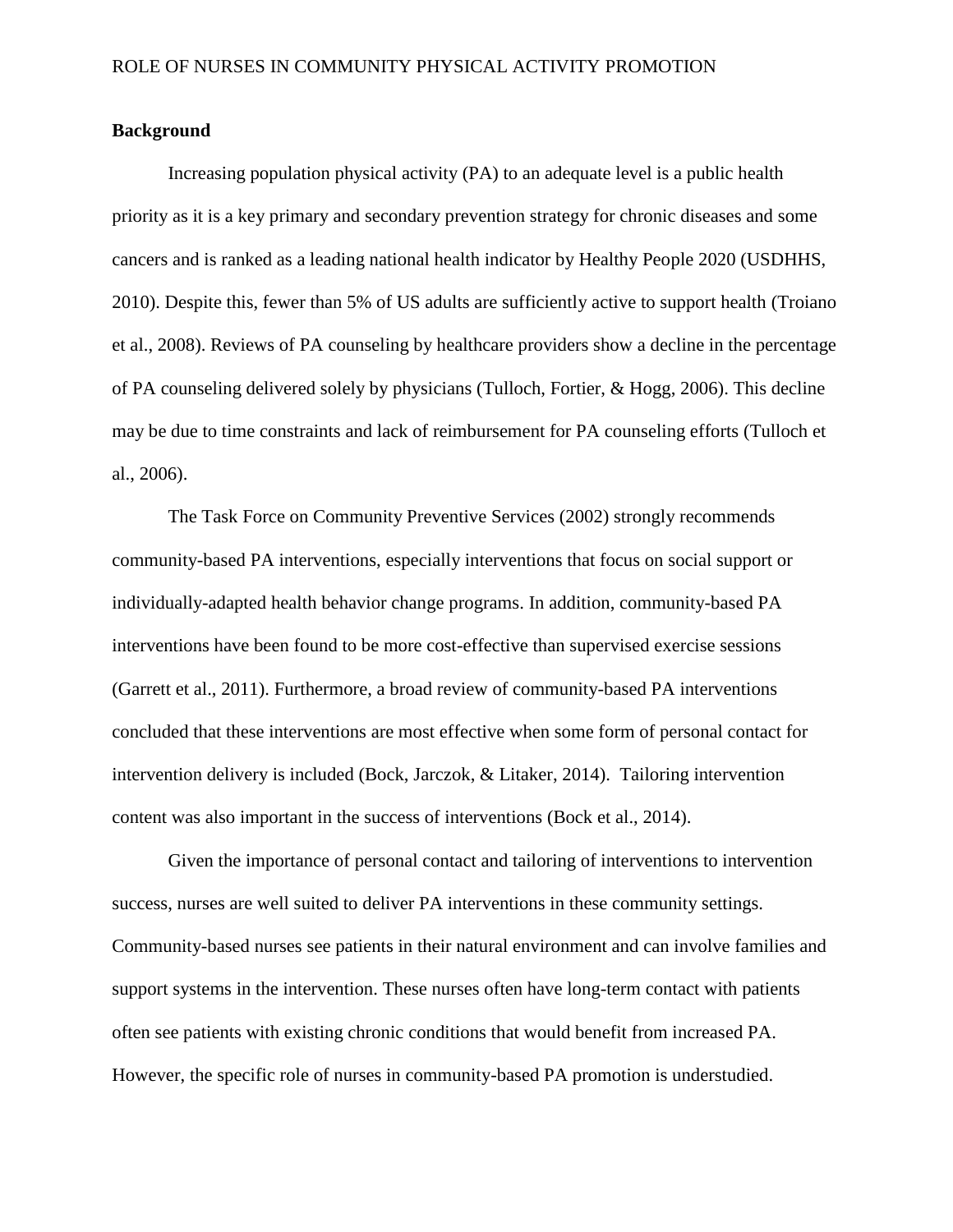## Background

Increasing population physical activity (PA) to an adequate level is a public health priority as it is a key primary and secondary prevention strategy for chronic diseases and some cancers and is ranked as a leading national health indicator by Healthy People 2020 (USDHHS, 2010). Despite this, fewer than 5% of US adults are sufficiently active to support health (Troiano et al., 2008). Reviews of PA counseling by healthcare providers show a decline in the percentage of PA counseling delivered solely by physicians (Tulloch, Fortier, & Hogg, 2006). This decline may be due to time constraints and lack of reimbursement for PA counseling efforts (Tulloch et al., 2006).

The Task Force on Community Preventive Services (2002) strongly recommends community-based PA interventions, especially interventions that focus on social support or individually-adapted health behavior change programs. In addition, community-based PA interventions have been found to be more cost-effective than supervised exercise sessions (Garrett et al., 2011). Furthermore, a broad review of community-based PA interventions concluded that these interventions are most effective when some form of personal contact for intervention delivery is included (Bock, Jarczok, & Litaker, 2014). Tailoring intervention content was also important in the success of interventions (Bock et al., 2014).

Given the importance of personal contact and tailoring of interventions to intervention success, nurses are well suited to deliver PA interventions in these community settings. Community-based nurses see patients in their natural environment and can involve families and support systems in the intervention. These nurses often have long-term contact with patients often see patients with existing chronic conditions that would benefit from increased PA. However, the specific role of nurses in community-based PA promotion is understudied.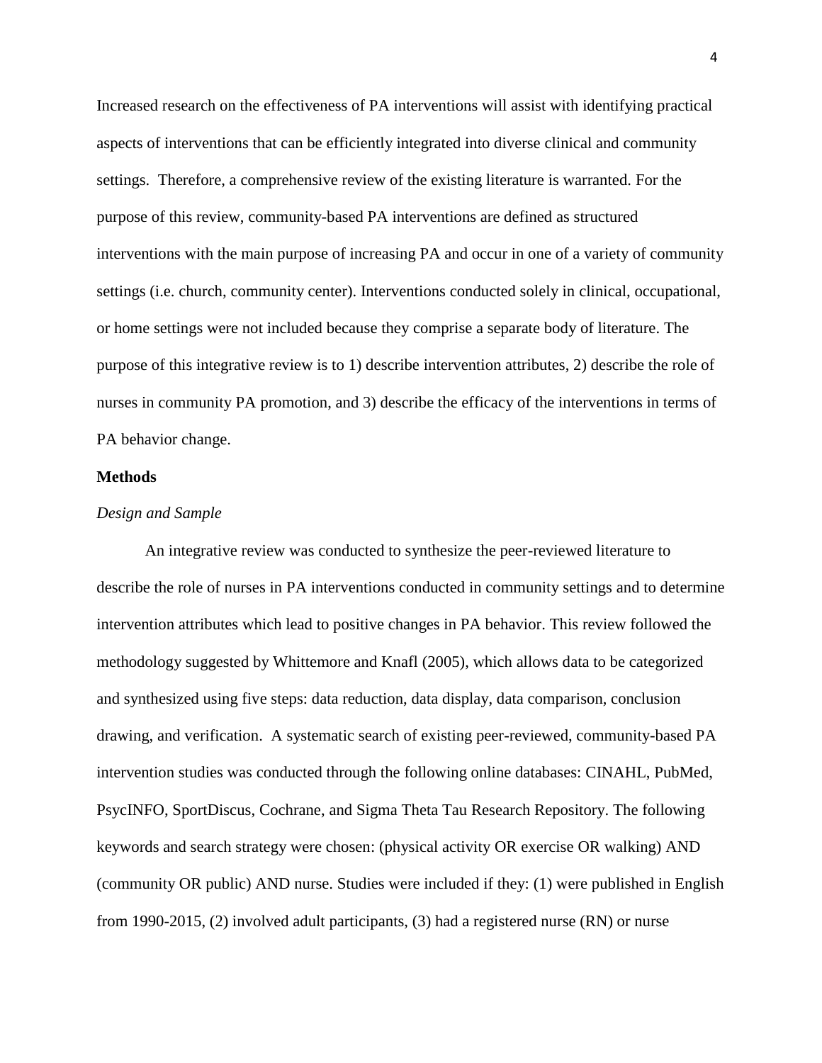Increased research on the effectiveness of PA interventions will assist with identifying practical aspects of interventions that can be efficiently integrated into diverse clinical and community settings. Therefore, a comprehensive review of the existing literature is warranted. For the purpose of this review, community-based PA interventions are defined as structured interventions with the main purpose of increasing PA and occur in one of a variety of community settings (i.e. church, community center). Interventions conducted solely in clinical, occupational, or home settings were not included because they comprise a separate body of literature. The purpose of this integrative review is to 1) describe intervention attributes, 2) describe the role of nurses in community PA promotion, and 3) describe the efficacy of the interventions in terms of PA behavior change.

## Methods

### *Design and Sample*

An integrative review was conducted to synthesize the peer-reviewed literature to describe the role of nurses in PA interventions conducted in community settings and to determine intervention attributes which lead to positive changes in PA behavior. This review followed the methodology suggested by Whittemore and Knafl (2005), which allows data to be categorized and synthesized using five steps: data reduction, data display, data comparison, conclusion drawing, and verification. A systematic search of existing peer-reviewed, community-based PA intervention studies was conducted through the following online databases: CINAHL, PubMed, PsycINFO, SportDiscus, Cochrane, and Sigma Theta Tau Research Repository. The following keywords and search strategy were chosen: (physical activity OR exercise OR walking) AND (community OR public) AND nurse. Studies were included if they: (1) were published in English from 1990-2015, (2) involved adult participants, (3) had a registered nurse (RN) or nurse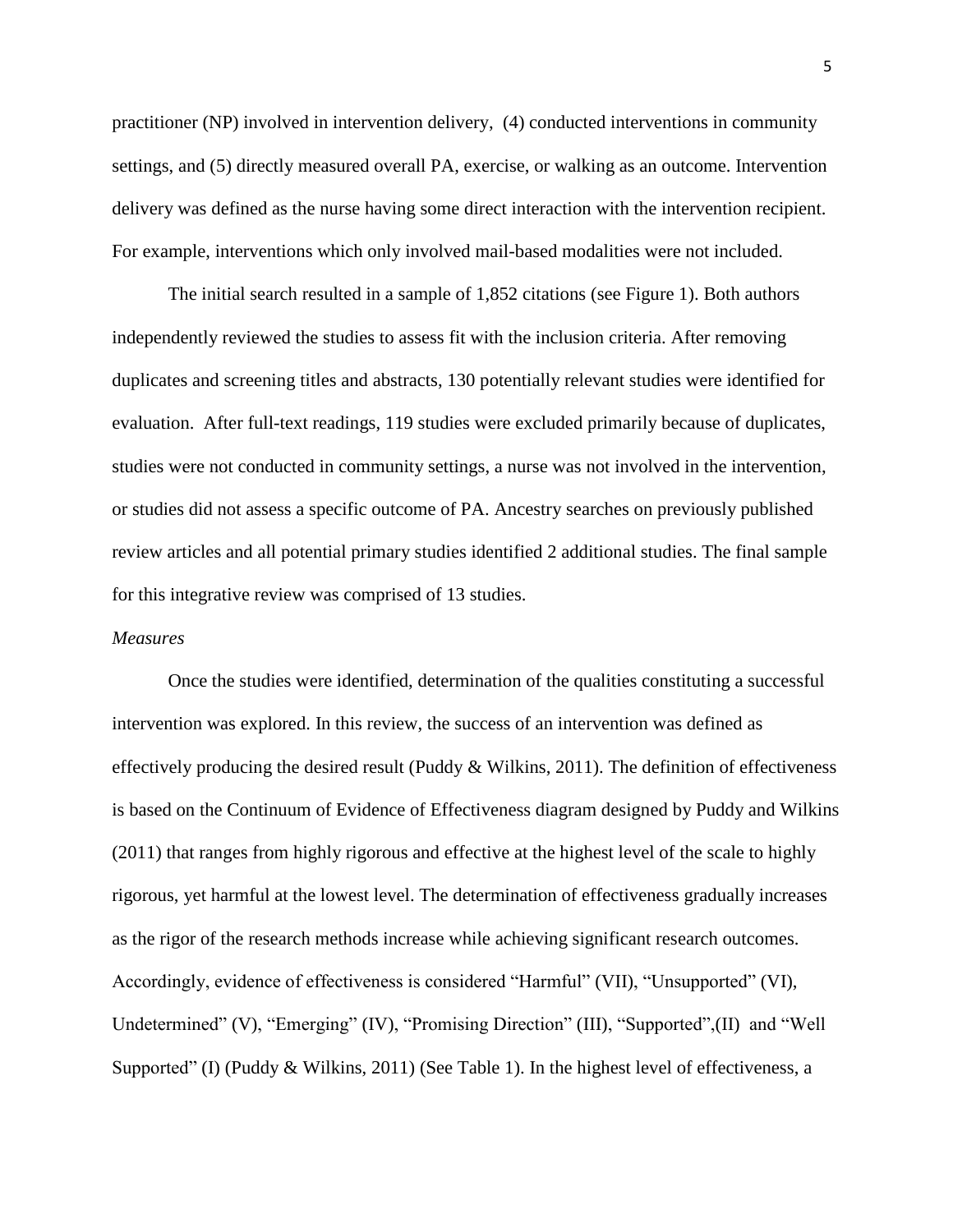practitioner (NP) involved in intervention delivery, (4) conducted interventions in community settings, and (5) directly measured overall PA, exercise, or walking as an outcome. Intervention delivery was defined as the nurse having some direct interaction with the intervention recipient. For example, interventions which only involved mail-based modalities were not included.

The initial search resulted in a sample of 1,852 citations (see Figure 1). Both authors independently reviewed the studies to assess fit with the inclusion criteria. After removing duplicates and screening titles and abstracts, 130 potentially relevant studies were identified for evaluation. After full-text readings, 119 studies were excluded primarily because of duplicates, studies were not conducted in community settings, a nurse was not involved in the intervention, or studies did not assess a specific outcome of PA. Ancestry searches on previously published review articles and all potential primary studies identified 2 additional studies. The final sample for this integrative review was comprised of 13 studies.

*Measures*

Once the studies were identified, determination of the qualities constituting a successful intervention was explored. In this review, the success of an intervention was defined as effectively producing the desired result (Puddy & Wilkins, 2011). The definition of effectiveness is based on the Continuum of Evidence of Effectiveness diagram designed by Puddy and Wilkins (2011) that ranges from highly rigorous and effective at the highest level of the scale to highly rigorous, yet harmful at the lowest level. The determination of effectiveness gradually increases as the rigor of the research methods increase while achieving significant research outcomes. Accordingly, evidence of effectiveness is considered "Harmful" (VII), "Unsupported" (VI), Undetermined" (V), "Emerging" (IV), "Promising Direction" (III), "Supported",(II) and "Well Supported" (I) (Puddy & Wilkins, 2011) (See Table 1). In the highest level of effectiveness, a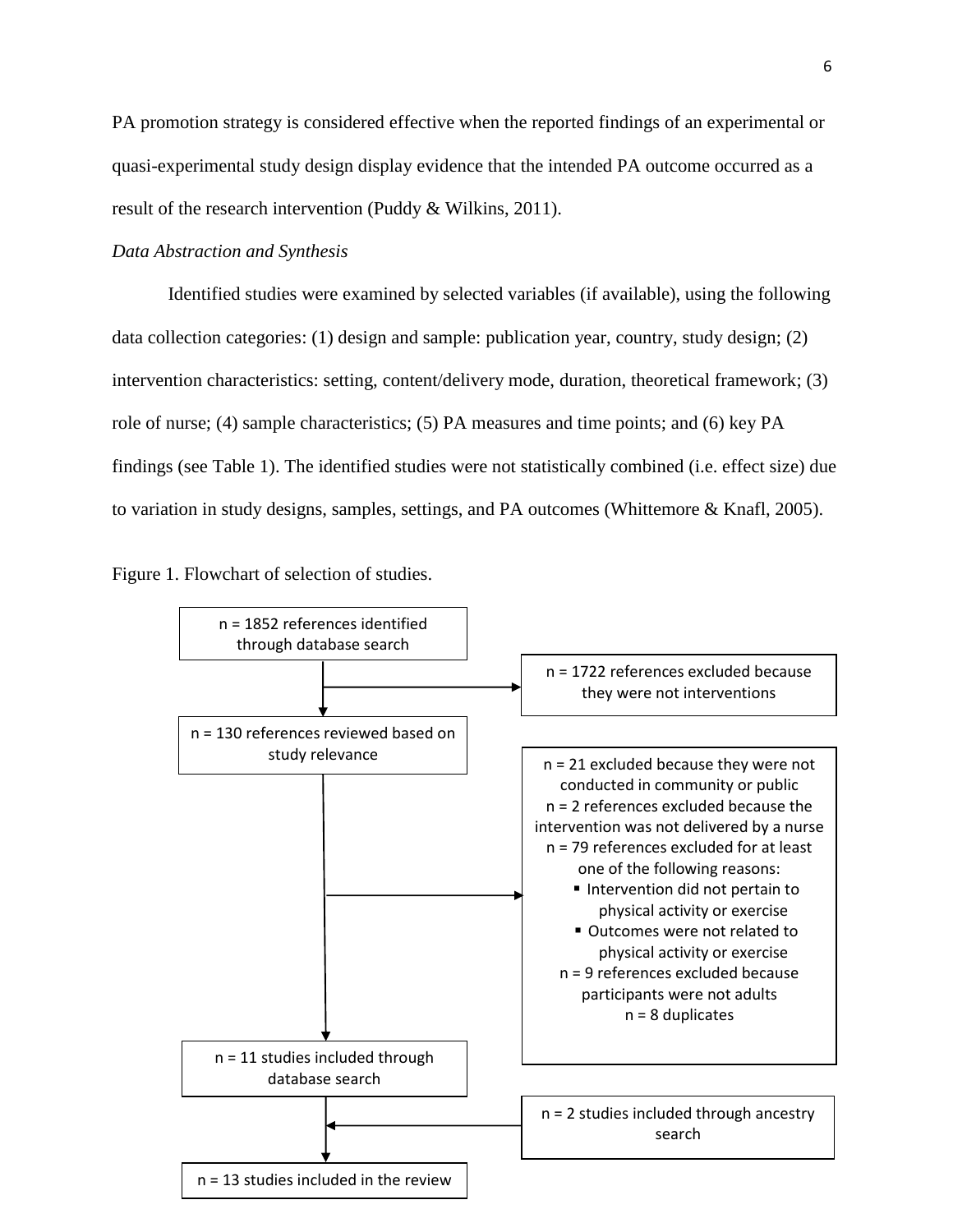PA promotion strategy is considered effective when the reported findings of an experimental or quasi-experimental study design display evidence that the intended PA outcome occurred as a result of the research intervention (Puddy & Wilkins, 2011).

*Data Abstraction and Synthesis*

Identified studies were examined by selected variables (if available), using the following data collection categories: (1) design and sample: publication year, country, study design; (2) intervention characteristics: setting, content/delivery mode, duration, theoretical framework; (3) role of nurse; (4) sample characteristics; (5) PA measures and time points; and (6) key PA findings (see Table 1). The identified studies were not statistically combined (i.e. effect size) due to variation in study designs, samples, settings, and PA outcomes (Whittemore & Knafl, 2005).

Figure 1. Flowchart of selection of studies.

n = 1852 references identified through database search

→ n = 1722 references excluded because they were not interventions

n = 130 references reviewed based on study relevance

→ n = 21 excluded because they were not conducted in community or public
n = 2 references excluded because the intervention was not delivered by a nurse
n = 79 references excluded for at least one of the following reasons:
- Intervention did not pertain to physical activity or exercise
- Outcomes were not related to physical activity or exercise

n = 9 references excluded because participants were not adults
n = 8 duplicates

n = 11 studies included through database search

← n = 2 studies included through ancestry search

n = 13 studies included in the review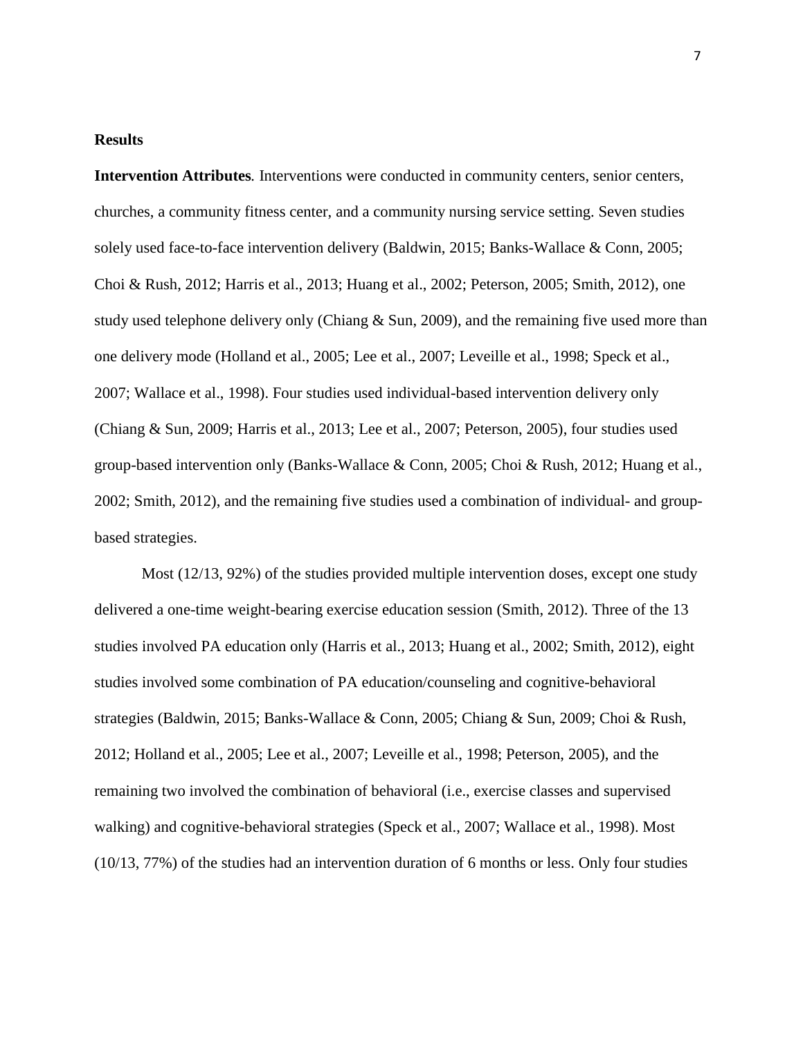**Results**

**Intervention Attributes***.* Interventions were conducted in community centers, senior centers, churches, a community fitness center, and a community nursing service setting. Seven studies solely used face-to-face intervention delivery (Baldwin, 2015; Banks-Wallace & Conn, 2005; Choi & Rush, 2012; Harris et al., 2013; Huang et al., 2002; Peterson, 2005; Smith, 2012), one study used telephone delivery only (Chiang & Sun, 2009), and the remaining five used more than one delivery mode (Holland et al., 2005; Lee et al., 2007; Leveille et al., 1998; Speck et al., 2007; Wallace et al., 1998). Four studies used individual-based intervention delivery only (Chiang & Sun, 2009; Harris et al., 2013; Lee et al., 2007; Peterson, 2005), four studies used group-based intervention only (Banks-Wallace & Conn, 2005; Choi & Rush, 2012; Huang et al., 2002; Smith, 2012), and the remaining five studies used a combination of individual- and group-based strategies.

Most (12/13, 92%) of the studies provided multiple intervention doses, except one study delivered a one-time weight-bearing exercise education session (Smith, 2012). Three of the 13 studies involved PA education only (Harris et al., 2013; Huang et al., 2002; Smith, 2012), eight studies involved some combination of PA education/counseling and cognitive-behavioral strategies (Baldwin, 2015; Banks-Wallace & Conn, 2005; Chiang & Sun, 2009; Choi & Rush, 2012; Holland et al., 2005; Lee et al., 2007; Leveille et al., 1998; Peterson, 2005), and the remaining two involved the combination of behavioral (i.e., exercise classes and supervised walking) and cognitive-behavioral strategies (Speck et al., 2007; Wallace et al., 1998). Most (10/13, 77%) of the studies had an intervention duration of 6 months or less. Only four studies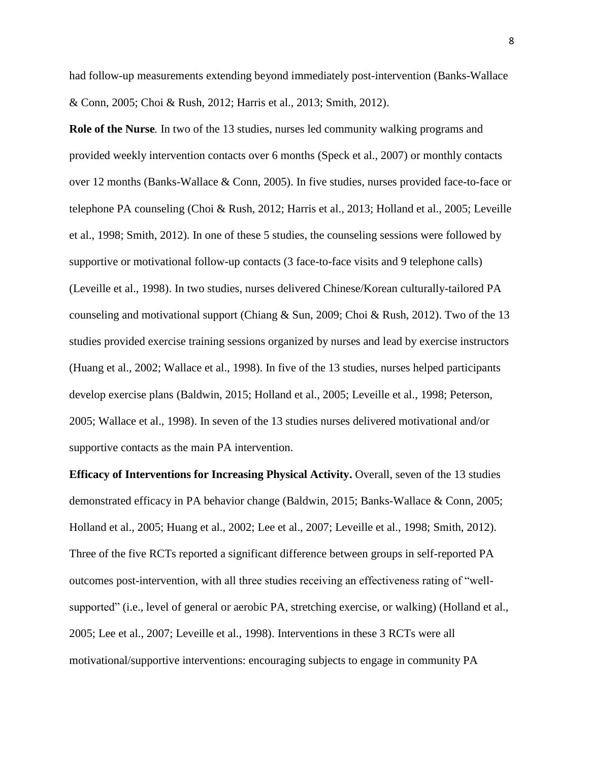had follow-up measurements extending beyond immediately post-intervention (Banks-Wallace & Conn, 2005; Choi & Rush, 2012; Harris et al., 2013; Smith, 2012).

**Role of the Nurse***.* In two of the 13 studies, nurses led community walking programs and provided weekly intervention contacts over 6 months (Speck et al., 2007) or monthly contacts over 12 months (Banks-Wallace & Conn, 2005). In five studies, nurses provided face-to-face or telephone PA counseling (Choi & Rush, 2012; Harris et al., 2013; Holland et al., 2005; Leveille et al., 1998; Smith, 2012). In one of these 5 studies, the counseling sessions were followed by supportive or motivational follow-up contacts (3 face-to-face visits and 9 telephone calls) (Leveille et al., 1998). In two studies, nurses delivered Chinese/Korean culturally-tailored PA counseling and motivational support (Chiang & Sun, 2009; Choi & Rush, 2012). Two of the 13 studies provided exercise training sessions organized by nurses and lead by exercise instructors (Huang et al., 2002; Wallace et al., 1998). In five of the 13 studies, nurses helped participants develop exercise plans (Baldwin, 2015; Holland et al., 2005; Leveille et al., 1998; Peterson, 2005; Wallace et al., 1998). In seven of the 13 studies nurses delivered motivational and/or supportive contacts as the main PA intervention.

**Efficacy of Interventions for Increasing Physical Activity.** Overall, seven of the 13 studies demonstrated efficacy in PA behavior change (Baldwin, 2015; Banks-Wallace & Conn, 2005; Holland et al., 2005; Huang et al., 2002; Lee et al., 2007; Leveille et al., 1998; Smith, 2012). Three of the five RCTs reported a significant difference between groups in self-reported PA outcomes post-intervention, with all three studies receiving an effectiveness rating of "well-supported" (i.e., level of general or aerobic PA, stretching exercise, or walking) (Holland et al., 2005; Lee et al., 2007; Leveille et al., 1998). Interventions in these 3 RCTs were all motivational/supportive interventions: encouraging subjects to engage in community PA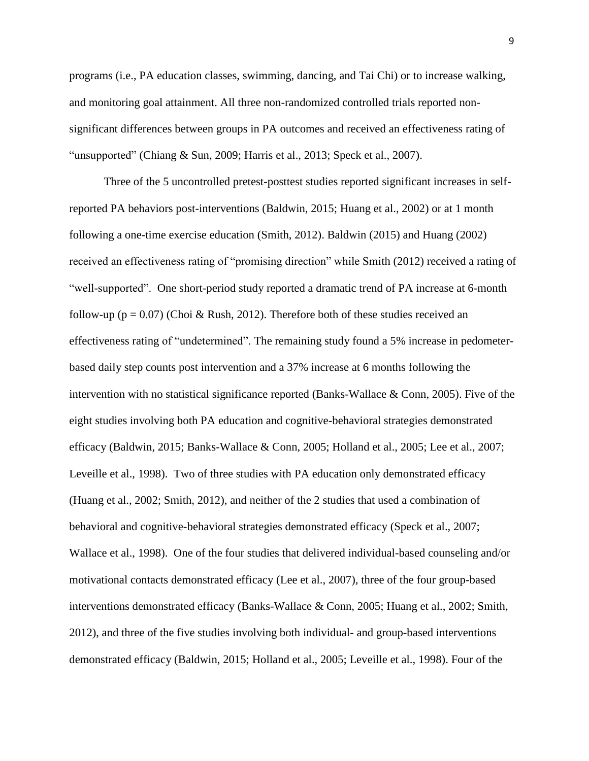programs (i.e., PA education classes, swimming, dancing, and Tai Chi) or to increase walking, and monitoring goal attainment. All three non-randomized controlled trials reported non-significant differences between groups in PA outcomes and received an effectiveness rating of "unsupported" (Chiang & Sun, 2009; Harris et al., 2013; Speck et al., 2007).

Three of the 5 uncontrolled pretest-posttest studies reported significant increases in self-reported PA behaviors post-interventions (Baldwin, 2015; Huang et al., 2002) or at 1 month following a one-time exercise education (Smith, 2012). Baldwin (2015) and Huang (2002) received an effectiveness rating of "promising direction" while Smith (2012) received a rating of "well-supported". One short-period study reported a dramatic trend of PA increase at 6-month follow-up ($p = 0.07$) (Choi & Rush, 2012). Therefore both of these studies received an effectiveness rating of "undetermined". The remaining study found a 5% increase in pedometer-based daily step counts post intervention and a 37% increase at 6 months following the intervention with no statistical significance reported (Banks-Wallace & Conn, 2005). Five of the eight studies involving both PA education and cognitive-behavioral strategies demonstrated efficacy (Baldwin, 2015; Banks-Wallace & Conn, 2005; Holland et al., 2005; Lee et al., 2007; Leveille et al., 1998). Two of three studies with PA education only demonstrated efficacy (Huang et al., 2002; Smith, 2012), and neither of the 2 studies that used a combination of behavioral and cognitive-behavioral strategies demonstrated efficacy (Speck et al., 2007; Wallace et al., 1998). One of the four studies that delivered individual-based counseling and/or motivational contacts demonstrated efficacy (Lee et al., 2007), three of the four group-based interventions demonstrated efficacy (Banks-Wallace & Conn, 2005; Huang et al., 2002; Smith, 2012), and three of the five studies involving both individual- and group-based interventions demonstrated efficacy (Baldwin, 2015; Holland et al., 2005; Leveille et al., 1998). Four of the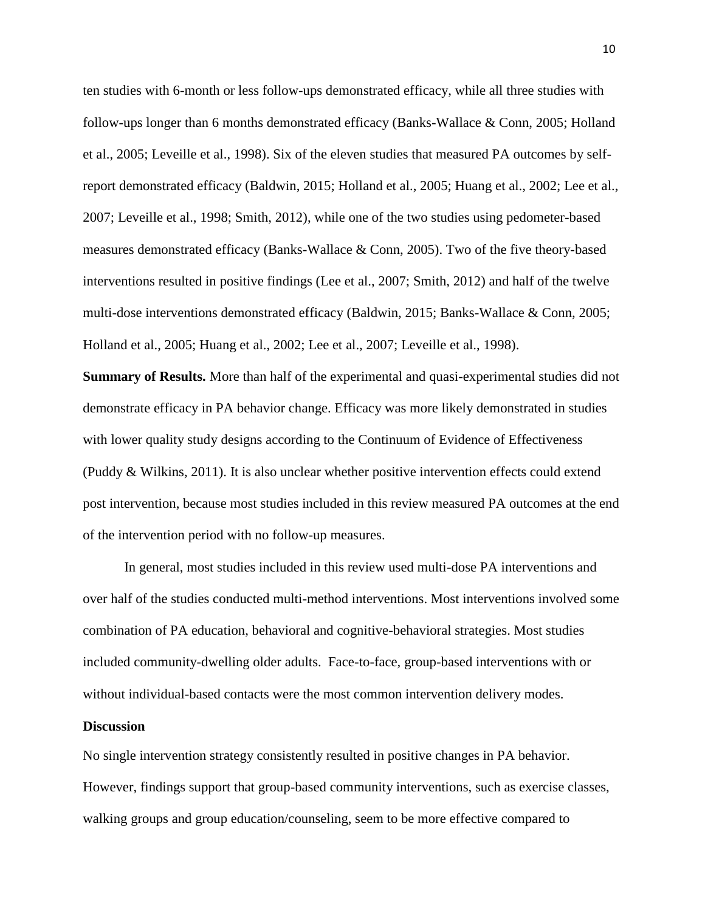ten studies with 6-month or less follow-ups demonstrated efficacy, while all three studies with follow-ups longer than 6 months demonstrated efficacy (Banks-Wallace & Conn, 2005; Holland et al., 2005; Leveille et al., 1998). Six of the eleven studies that measured PA outcomes by self-report demonstrated efficacy (Baldwin, 2015; Holland et al., 2005; Huang et al., 2002; Lee et al., 2007; Leveille et al., 1998; Smith, 2012), while one of the two studies using pedometer-based measures demonstrated efficacy (Banks-Wallace & Conn, 2005). Two of the five theory-based interventions resulted in positive findings (Lee et al., 2007; Smith, 2012) and half of the twelve multi-dose interventions demonstrated efficacy (Baldwin, 2015; Banks-Wallace & Conn, 2005; Holland et al., 2005; Huang et al., 2002; Lee et al., 2007; Leveille et al., 1998).

**Summary of Results.** More than half of the experimental and quasi-experimental studies did not demonstrate efficacy in PA behavior change. Efficacy was more likely demonstrated in studies with lower quality study designs according to the Continuum of Evidence of Effectiveness (Puddy & Wilkins, 2011). It is also unclear whether positive intervention effects could extend post intervention, because most studies included in this review measured PA outcomes at the end of the intervention period with no follow-up measures.

In general, most studies included in this review used multi-dose PA interventions and over half of the studies conducted multi-method interventions. Most interventions involved some combination of PA education, behavioral and cognitive-behavioral strategies. Most studies included community-dwelling older adults. Face-to-face, group-based interventions with or without individual-based contacts were the most common intervention delivery modes.

## Discussion

No single intervention strategy consistently resulted in positive changes in PA behavior. However, findings support that group-based community interventions, such as exercise classes, walking groups and group education/counseling, seem to be more effective compared to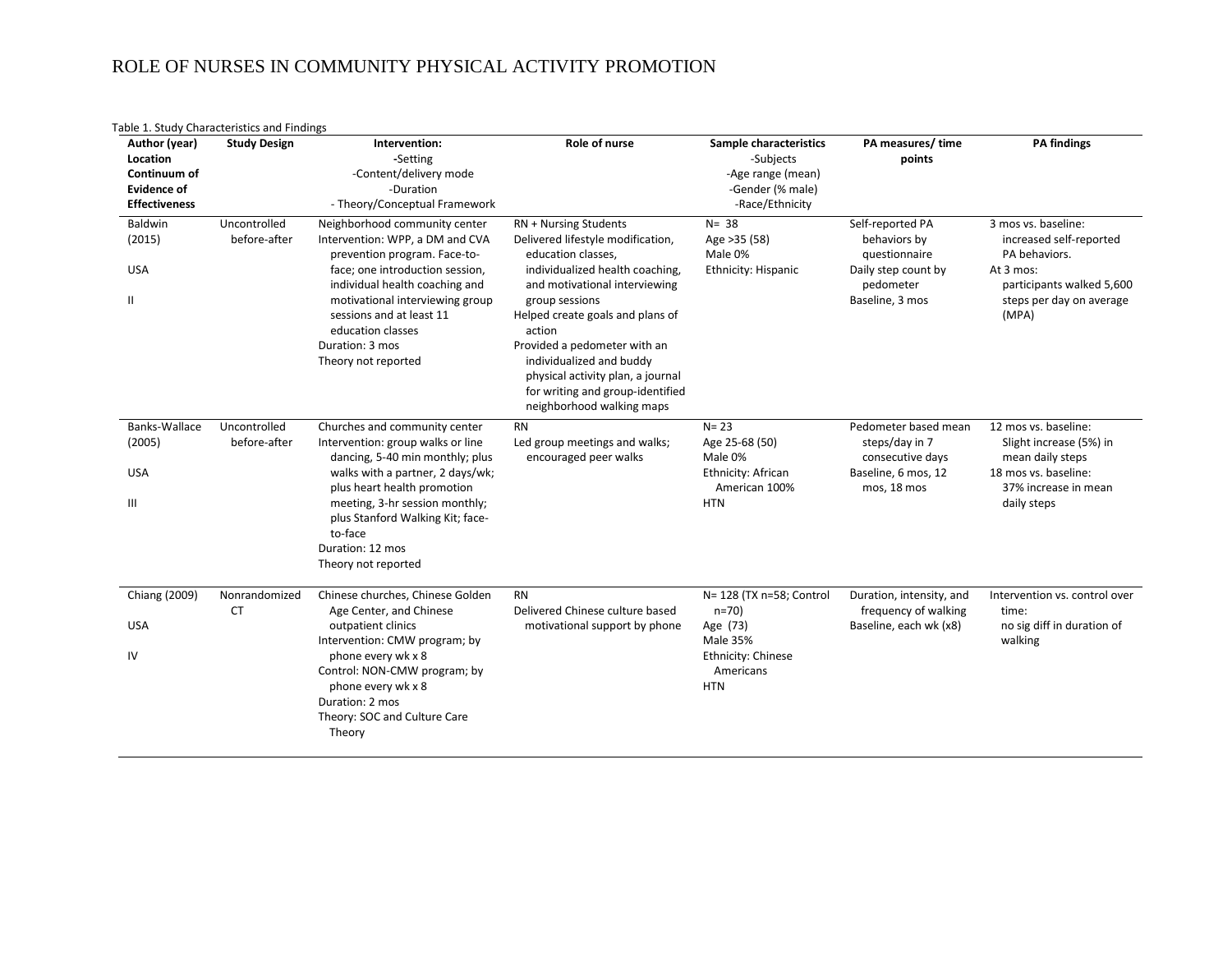Table 1. Study Characteristics and Findings

| Author (year)<br>Location<br>Continuum of Evidence of Effectiveness | Study Design | Intervention:<br>-Setting<br>-Content/delivery mode<br>-Duration<br>- Theory/Conceptual Framework | Role of nurse | Sample characteristics<br>-Subjects<br>-Age range (mean)<br>-Gender (% male)<br>-Race/Ethnicity | PA measures/ time points | PA findings |
|---|---|---|---|---|---|---|
| Baldwin (2015)<br>USA<br>II | Uncontrolled before-after | Neighborhood community center<br>Intervention: WPP, a DM and CVA prevention program. Face-to-face; one introduction session, individual health coaching and motivational interviewing group sessions and at least 11 education classes<br>Duration: 3 mos<br>Theory not reported | RN + Nursing Students<br>Delivered lifestyle modification, education classes, individualized health coaching, and motivational interviewing group sessions<br>Helped create goals and plans of action<br>Provided a pedometer with an individualized and buddy physical activity plan, a journal for writing and group-identified neighborhood walking maps | N= 38<br>Age >35 (58)<br>Male 0%<br>Ethnicity: Hispanic | Self-reported PA behaviors by questionnaire<br>Daily step count by pedometer<br>Baseline, 3 mos | 3 mos vs. baseline: increased self-reported PA behaviors.<br>At 3 mos: participants walked 5,600 steps per day on average (MPA) |
| Banks-Wallace (2005)<br>USA<br>III | Uncontrolled before-after | Churches and community center<br>Intervention: group walks or line dancing, 5-40 min monthly; plus walks with a partner, 2 days/wk; plus heart health promotion meeting, 3-hr session monthly; plus Stanford Walking Kit; face-to-face<br>Duration: 12 mos<br>Theory not reported | RN<br>Led group meetings and walks; encouraged peer walks | N= 23<br>Age 25-68 (50)<br>Male 0%<br>Ethnicity: African American 100%<br>HTN | Pedometer based mean steps/day in 7 consecutive days<br>Baseline, 6 mos, 12 mos, 18 mos | 12 mos vs. baseline: Slight increase (5%) in mean daily steps<br>18 mos vs. baseline: 37% increase in mean daily steps |
| Chiang (2009)<br>USA<br>IV | Nonrandomized CT | Chinese churches, Chinese Golden Age Center, and Chinese outpatient clinics<br>Intervention: CMW program; by phone every wk x 8<br>Control: NON-CMW program; by phone every wk x 8<br>Duration: 2 mos<br>Theory: SOC and Culture Care Theory | RN<br>Delivered Chinese culture based motivational support by phone | N= 128 (TX n=58; Control n=70)<br>Age (73)<br>Male 35%<br>Ethnicity: Chinese Americans<br>HTN | Duration, intensity, and frequency of walking<br>Baseline, each wk (x8) | Intervention vs. control over time: no sig diff in duration of walking |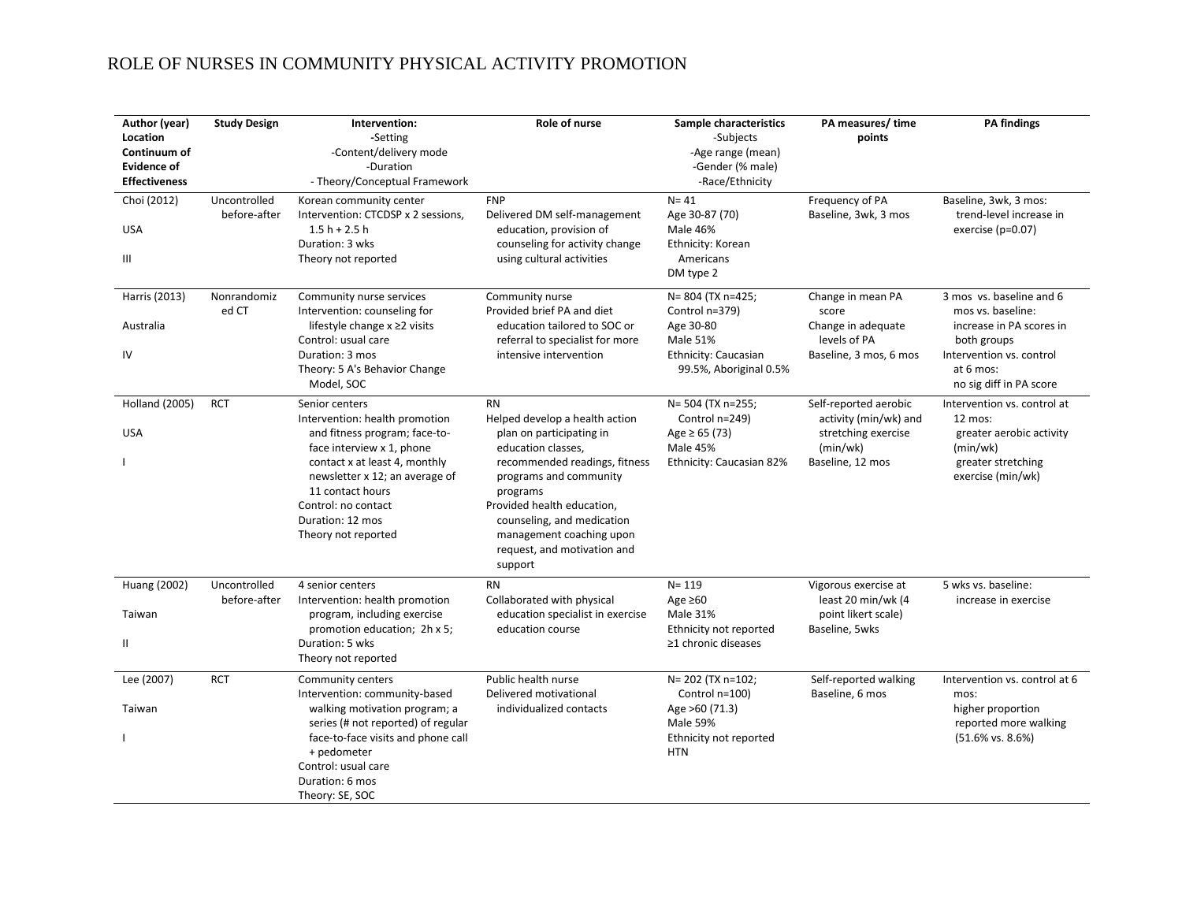| Author (year)<br>Location<br>Continuum of Evidence of Effectiveness | Study Design | Intervention:<br>-Setting<br>-Content/delivery mode<br>-Duration<br>- Theory/Conceptual Framework | Role of nurse | Sample characteristics<br>-Subjects<br>-Age range (mean)<br>-Gender (% male)<br>-Race/Ethnicity | PA measures/ time points | PA findings |
|---|---|---|---|---|---|---|
| Choi (2012)<br>USA<br>III | Uncontrolled before-after | Korean community center<br>Intervention: CTCDSP x 2 sessions, 1.5 h + 2.5 h<br>Duration: 3 wks<br>Theory not reported | FNP<br>Delivered DM self-management education, provision of counseling for activity change using cultural activities | N= 41<br>Age 30-87 (70)<br>Male 46%<br>Ethnicity: Korean Americans<br>DM type 2 | Frequency of PA<br>Baseline, 3wk, 3 mos | Baseline, 3wk, 3 mos: trend-level increase in exercise (p=0.07) |
| Harris (2013)<br>Australia<br>IV | Nonrandomized CT | Community nurse services<br>Intervention: counseling for lifestyle change x ≥2 visits<br>Control: usual care<br>Duration: 3 mos<br>Theory: 5 A's Behavior Change Model, SOC | Community nurse<br>Provided brief PA and diet education tailored to SOC or referral to specialist for more intensive intervention | N= 804 (TX n=425; Control n=379)<br>Age 30-80<br>Male 51%<br>Ethnicity: Caucasian 99.5%, Aboriginal 0.5% | Change in mean PA score<br>Change in adequate levels of PA<br>Baseline, 3 mos, 6 mos | 3 mos vs. baseline and 6 mos vs. baseline: increase in PA scores in both groups<br>Intervention vs. control at 6 mos: no sig diff in PA score |
| Holland (2005)<br>USA<br>I | RCT | Senior centers<br>Intervention: health promotion and fitness program; face-to-face interview x 1, phone contact x at least 4, monthly newsletter x 12; an average of 11 contact hours<br>Control: no contact<br>Duration: 12 mos<br>Theory not reported | RN<br>Helped develop a health action plan on participating in education classes, recommended readings, fitness programs and community programs<br>Provided health education, counseling, and medication management coaching upon request, and motivation and support | N= 504 (TX n=255; Control n=249)<br>Age ≥ 65 (73)<br>Male 45%<br>Ethnicity: Caucasian 82% | Self-reported aerobic activity (min/wk) and stretching exercise (min/wk)<br>Baseline, 12 mos | Intervention vs. control at 12 mos:<br>greater aerobic activity (min/wk)<br>greater stretching exercise (min/wk) |
| Huang (2002)<br>Taiwan<br>II | Uncontrolled before-after | 4 senior centers<br>Intervention: health promotion program, including exercise promotion education; 2h x 5;<br>Duration: 5 wks<br>Theory not reported | RN<br>Collaborated with physical education specialist in exercise education course | N= 119<br>Age ≥60<br>Male 31%<br>Ethnicity not reported<br>≥1 chronic diseases | Vigorous exercise at least 20 min/wk (4 point likert scale)<br>Baseline, 5wks | 5 wks vs. baseline: increase in exercise |
| Lee (2007)<br>Taiwan<br>I | RCT | Community centers<br>Intervention: community-based walking motivation program; a series (# not reported) of regular face-to-face visits and phone call + pedometer<br>Control: usual care<br>Duration: 6 mos<br>Theory: SE, SOC | Public health nurse<br>Delivered motivational individualized contacts | N= 202 (TX n=102; Control n=100)<br>Age >60 (71.3)<br>Male 59%<br>Ethnicity not reported<br>HTN | Self-reported walking<br>Baseline, 6 mos | Intervention vs. control at 6 mos:<br>higher proportion reported more walking (51.6% vs. 8.6%) |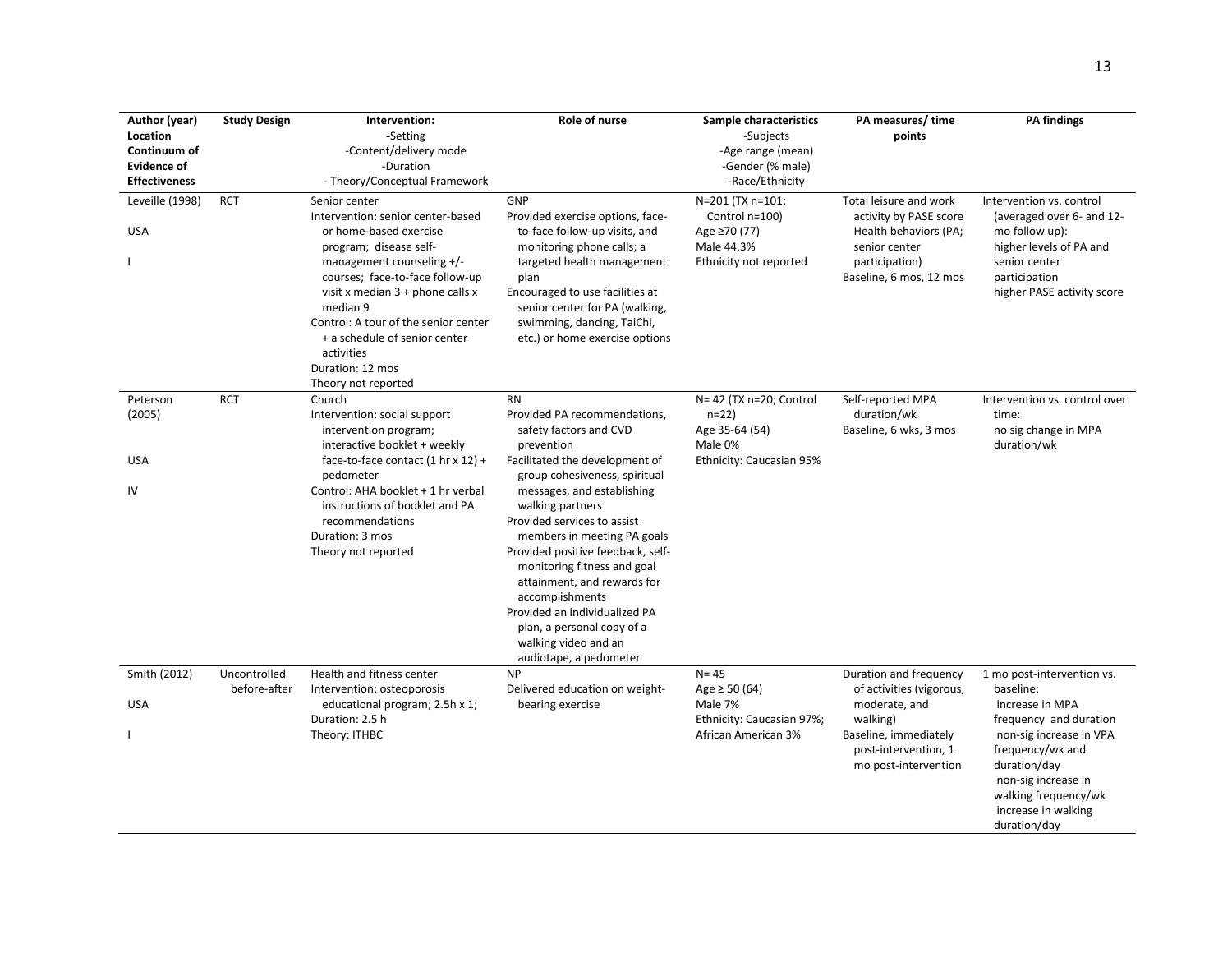| Author (year)<br>Location<br>Continuum of Evidence of Effectiveness | Study Design | Intervention:<br>-Setting<br>-Content/delivery mode<br>-Duration<br>- Theory/Conceptual Framework | Role of nurse | Sample characteristics<br>-Subjects<br>-Age range (mean)<br>-Gender (% male)<br>-Race/Ethnicity | PA measures/ time points | PA findings |
|---|---|---|---|---|---|---|
| Leveille (1998)<br><br>USA<br><br>I | RCT | Senior center<br>Intervention: senior center-based or home-based exercise program; disease self-management counseling +/- courses; face-to-face follow-up visit x median 3 + phone calls x median 9<br>Control: A tour of the senior center + a schedule of senior center activities<br>Duration: 12 mos<br>Theory not reported | GNP<br>Provided exercise options, face-to-face follow-up visits, and monitoring phone calls; a targeted health management plan<br>Encouraged to use facilities at senior center for PA (walking, swimming, dancing, TaiChi, etc.) or home exercise options | N=201 (TX n=101; Control n=100)<br>Age ≥70 (77)<br>Male 44.3%<br>Ethnicity not reported | Total leisure and work activity by PASE score<br>Health behaviors (PA; senior center participation)<br>Baseline, 6 mos, 12 mos | Intervention vs. control (averaged over 6- and 12-mo follow up):<br>higher levels of PA and senior center participation<br>higher PASE activity score |
| Peterson (2005)<br><br>USA<br><br>IV | RCT | Church<br>Intervention: social support intervention program; interactive booklet + weekly face-to-face contact (1 hr x 12) + pedometer<br>Control: AHA booklet + 1 hr verbal instructions of booklet and PA recommendations<br>Duration: 3 mos<br>Theory not reported | RN<br>Provided PA recommendations, safety factors and CVD prevention<br>Facilitated the development of group cohesiveness, spiritual messages, and establishing walking partners<br>Provided services to assist members in meeting PA goals<br>Provided positive feedback, self-monitoring fitness and goal attainment, and rewards for accomplishments<br>Provided an individualized PA plan, a personal copy of a walking video and an audiotape, a pedometer | N= 42 (TX n=20; Control n=22)<br>Age 35-64 (54)<br>Male 0%<br>Ethnicity: Caucasian 95% | Self-reported MPA duration/wk<br>Baseline, 6 wks, 3 mos | Intervention vs. control over time:<br>no sig change in MPA duration/wk |
| Smith (2012)<br><br>USA<br><br>I | Uncontrolled before-after | Health and fitness center<br>Intervention: osteoporosis educational program; 2.5h x 1;<br>Duration: 2.5 h<br>Theory: ITHBC | NP<br>Delivered education on weight-bearing exercise | N= 45<br>Age ≥ 50 (64)<br>Male 7%<br>Ethnicity: Caucasian 97%; African American 3% | Duration and frequency of activities (vigorous, moderate, and walking)<br>Baseline, immediately post-intervention, 1 mo post-intervention | 1 mo post-intervention vs. baseline:<br>increase in MPA frequency and duration<br>non-sig increase in VPA frequency/wk and duration/day<br>non-sig increase in walking frequency/wk<br>increase in walking duration/day |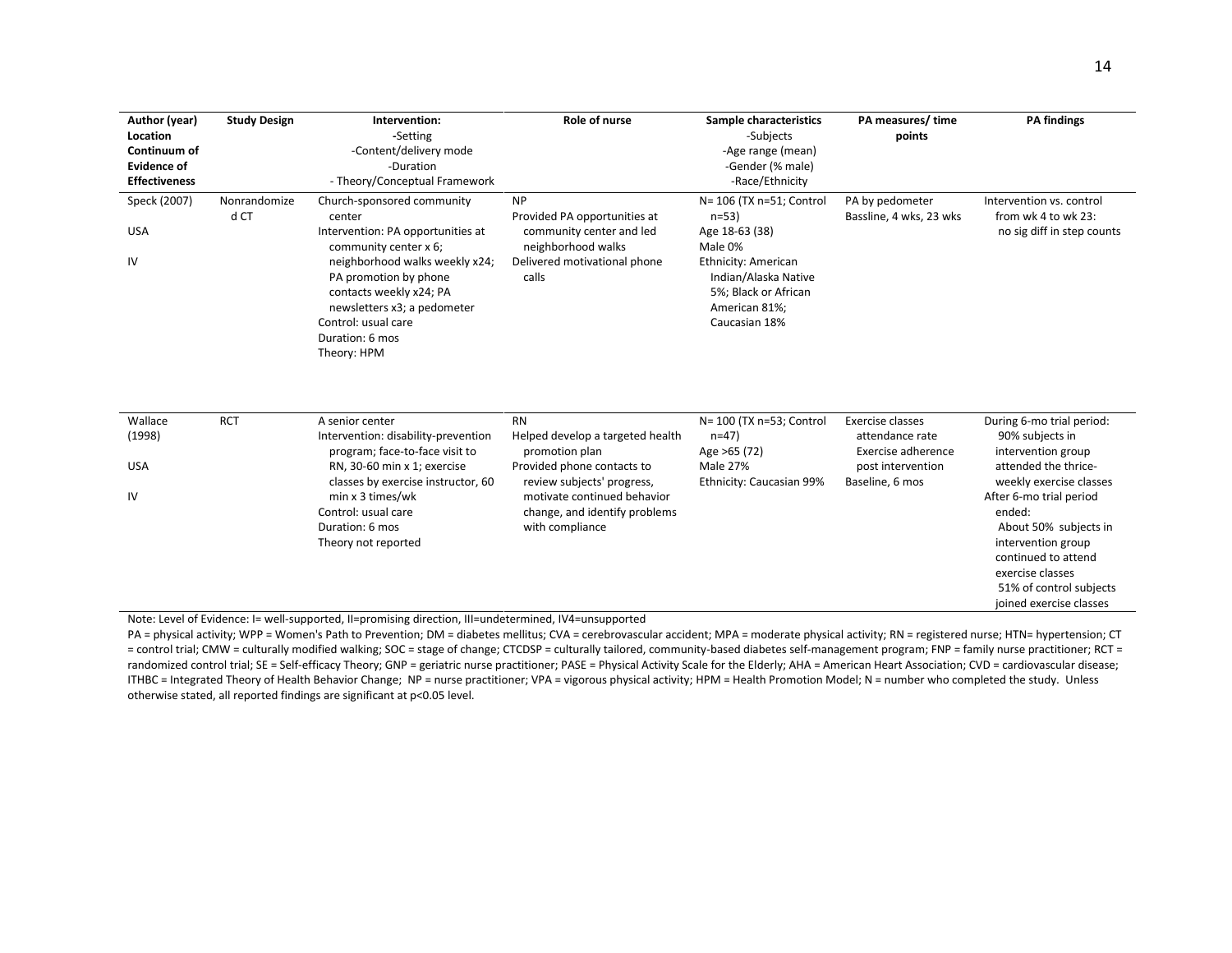| Author (year)<br>Location<br>Continuum of Evidence of Effectiveness | Study Design | Intervention:<br>-Setting<br>-Content/delivery mode<br>-Duration<br>- Theory/Conceptual Framework | Role of nurse | Sample characteristics<br>-Subjects<br>-Age range (mean)<br>-Gender (% male)<br>-Race/Ethnicity | PA measures/ time points | PA findings |
|---|---|---|---|---|---|---|
| Speck (2007)<br><br>USA<br><br>IV | Nonrandomized CT | Church-sponsored community center<br>Intervention: PA opportunities at community center x 6; neighborhood walks weekly x24; PA promotion by phone contacts weekly x24; PA newsletters x3; a pedometer<br>Control: usual care<br>Duration: 6 mos<br>Theory: HPM | NP<br>Provided PA opportunities at community center and led neighborhood walks<br>Delivered motivational phone calls | N= 106 (TX n=51; Control n=53)<br>Age 18-63 (38)<br>Male 0%<br>Ethnicity: American Indian/Alaska Native 5%; Black or African American 81%; Caucasian 18% | PA by pedometer<br>Bassline, 4 wks, 23 wks | Intervention vs. control from wk 4 to wk 23:<br>no sig diff in step counts |
| Wallace (1998)<br><br>USA<br><br>IV | RCT | A senior center<br>Intervention: disability-prevention program; face-to-face visit to RN, 30-60 min x 1; exercise classes by exercise instructor, 60 min x 3 times/wk<br>Control: usual care<br>Duration: 6 mos<br>Theory not reported | RN<br>Helped develop a targeted health promotion plan<br>Provided phone contacts to review subjects' progress, motivate continued behavior change, and identify problems with compliance | N= 100 (TX n=53; Control n=47)<br>Age >65 (72)<br>Male 27%<br>Ethnicity: Caucasian 99% | Exercise classes attendance rate<br>Exercise adherence post intervention<br>Baseline, 6 mos | During 6-mo trial period:<br>90% subjects in intervention group attended the thrice-weekly exercise classes<br>After 6-mo trial period ended:<br>About 50% subjects in intervention group continued to attend exercise classes<br>51% of control subjects joined exercise classes |

Note: Level of Evidence: I= well-supported, II=promising direction, III=undetermined, IV4=unsupported

PA = physical activity; WPP = Women's Path to Prevention; DM = diabetes mellitus; CVA = cerebrovascular accident; MPA = moderate physical activity; RN = registered nurse; HTN= hypertension; CT = control trial; CMW = culturally modified walking; SOC = stage of change; CTCDSP = culturally tailored, community-based diabetes self-management program; FNP = family nurse practitioner; RCT = randomized control trial; SE = Self-efficacy Theory; GNP = geriatric nurse practitioner; PASE = Physical Activity Scale for the Elderly; AHA = American Heart Association; CVD = cardiovascular disease; ITHBC = Integrated Theory of Health Behavior Change; NP = nurse practitioner; VPA = vigorous physical activity; HPM = Health Promotion Model; N = number who completed the study. Unless otherwise stated, all reported findings are significant at $p<0.05$ level.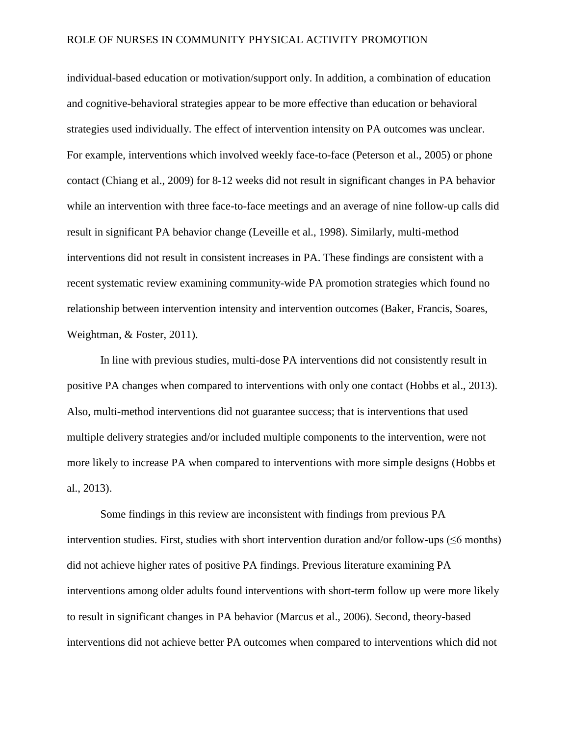individual-based education or motivation/support only. In addition, a combination of education and cognitive-behavioral strategies appear to be more effective than education or behavioral strategies used individually. The effect of intervention intensity on PA outcomes was unclear. For example, interventions which involved weekly face-to-face (Peterson et al., 2005) or phone contact (Chiang et al., 2009) for 8-12 weeks did not result in significant changes in PA behavior while an intervention with three face-to-face meetings and an average of nine follow-up calls did result in significant PA behavior change (Leveille et al., 1998). Similarly, multi-method interventions did not result in consistent increases in PA. These findings are consistent with a recent systematic review examining community-wide PA promotion strategies which found no relationship between intervention intensity and intervention outcomes (Baker, Francis, Soares, Weightman, & Foster, 2011).

In line with previous studies, multi-dose PA interventions did not consistently result in positive PA changes when compared to interventions with only one contact (Hobbs et al., 2013). Also, multi-method interventions did not guarantee success; that is interventions that used multiple delivery strategies and/or included multiple components to the intervention, were not more likely to increase PA when compared to interventions with more simple designs (Hobbs et al., 2013).

Some findings in this review are inconsistent with findings from previous PA intervention studies. First, studies with short intervention duration and/or follow-ups (≤6 months) did not achieve higher rates of positive PA findings. Previous literature examining PA interventions among older adults found interventions with short-term follow up were more likely to result in significant changes in PA behavior (Marcus et al., 2006). Second, theory-based interventions did not achieve better PA outcomes when compared to interventions which did not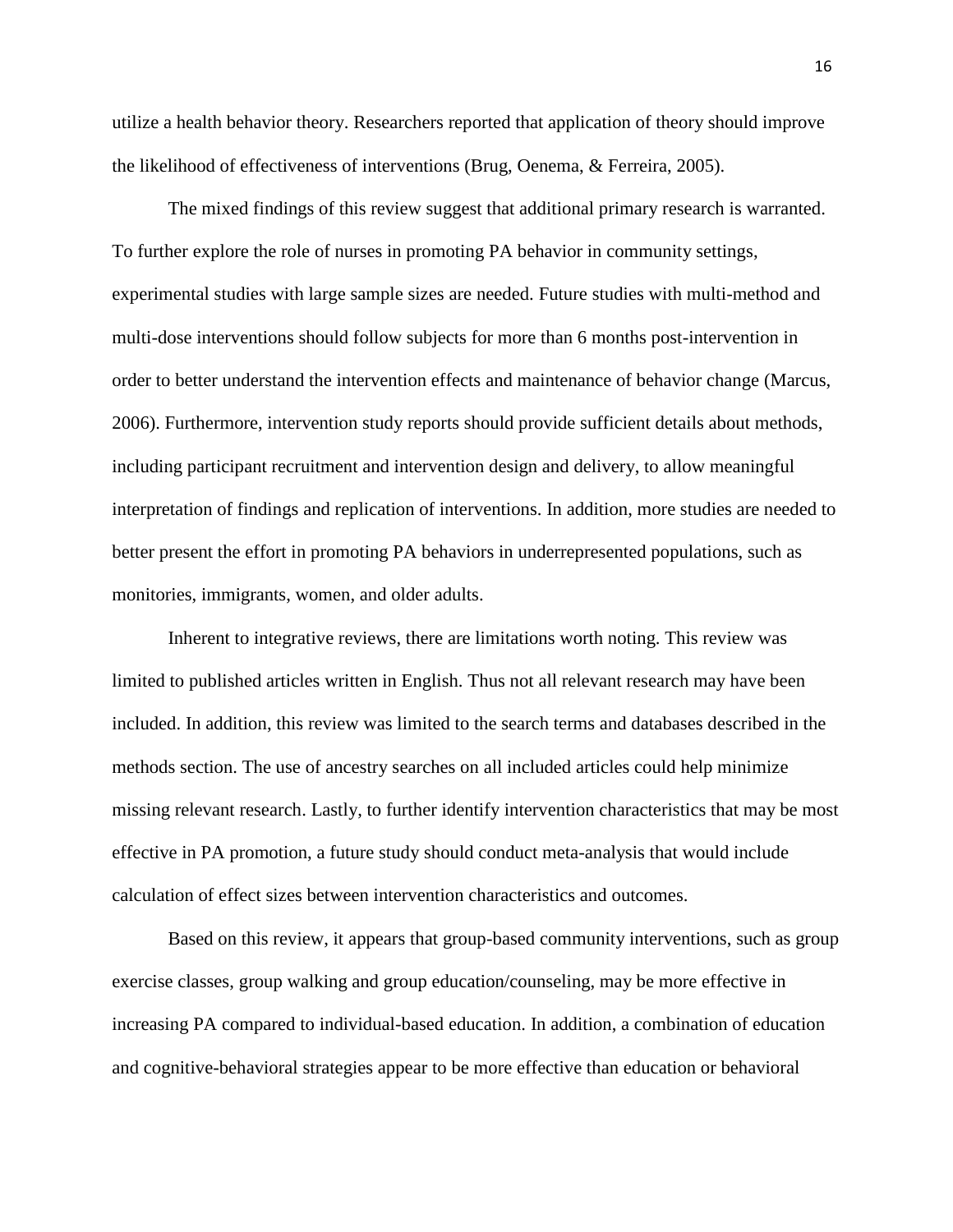utilize a health behavior theory. Researchers reported that application of theory should improve the likelihood of effectiveness of interventions (Brug, Oenema, & Ferreira, 2005).

The mixed findings of this review suggest that additional primary research is warranted. To further explore the role of nurses in promoting PA behavior in community settings, experimental studies with large sample sizes are needed. Future studies with multi-method and multi-dose interventions should follow subjects for more than 6 months post-intervention in order to better understand the intervention effects and maintenance of behavior change (Marcus, 2006). Furthermore, intervention study reports should provide sufficient details about methods, including participant recruitment and intervention design and delivery, to allow meaningful interpretation of findings and replication of interventions. In addition, more studies are needed to better present the effort in promoting PA behaviors in underrepresented populations, such as monitories, immigrants, women, and older adults.

Inherent to integrative reviews, there are limitations worth noting. This review was limited to published articles written in English. Thus not all relevant research may have been included. In addition, this review was limited to the search terms and databases described in the methods section. The use of ancestry searches on all included articles could help minimize missing relevant research. Lastly, to further identify intervention characteristics that may be most effective in PA promotion, a future study should conduct meta-analysis that would include calculation of effect sizes between intervention characteristics and outcomes.

Based on this review, it appears that group-based community interventions, such as group exercise classes, group walking and group education/counseling, may be more effective in increasing PA compared to individual-based education. In addition, a combination of education and cognitive-behavioral strategies appear to be more effective than education or behavioral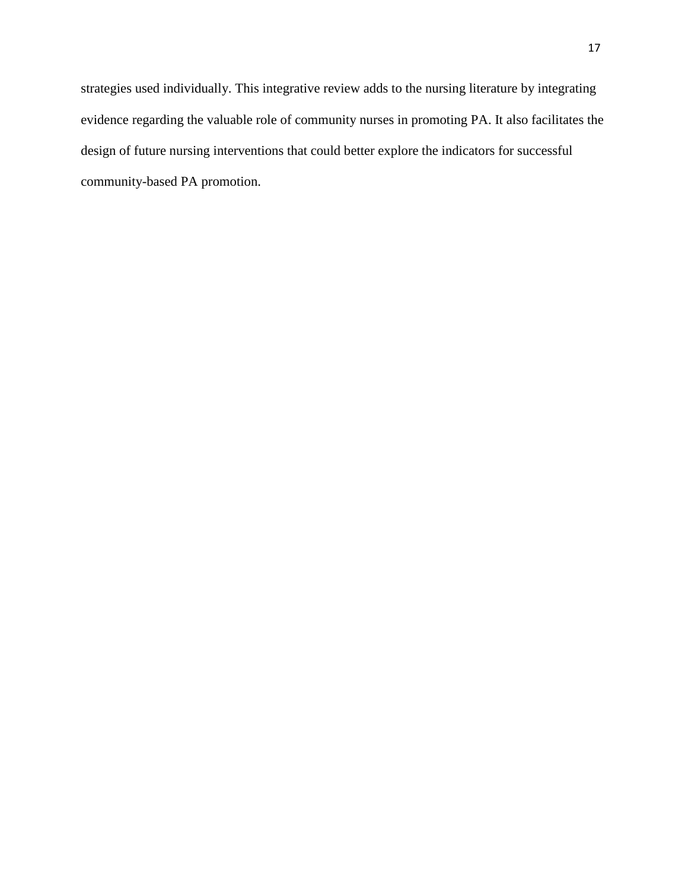strategies used individually. This integrative review adds to the nursing literature by integrating evidence regarding the valuable role of community nurses in promoting PA. It also facilitates the design of future nursing interventions that could better explore the indicators for successful community-based PA promotion.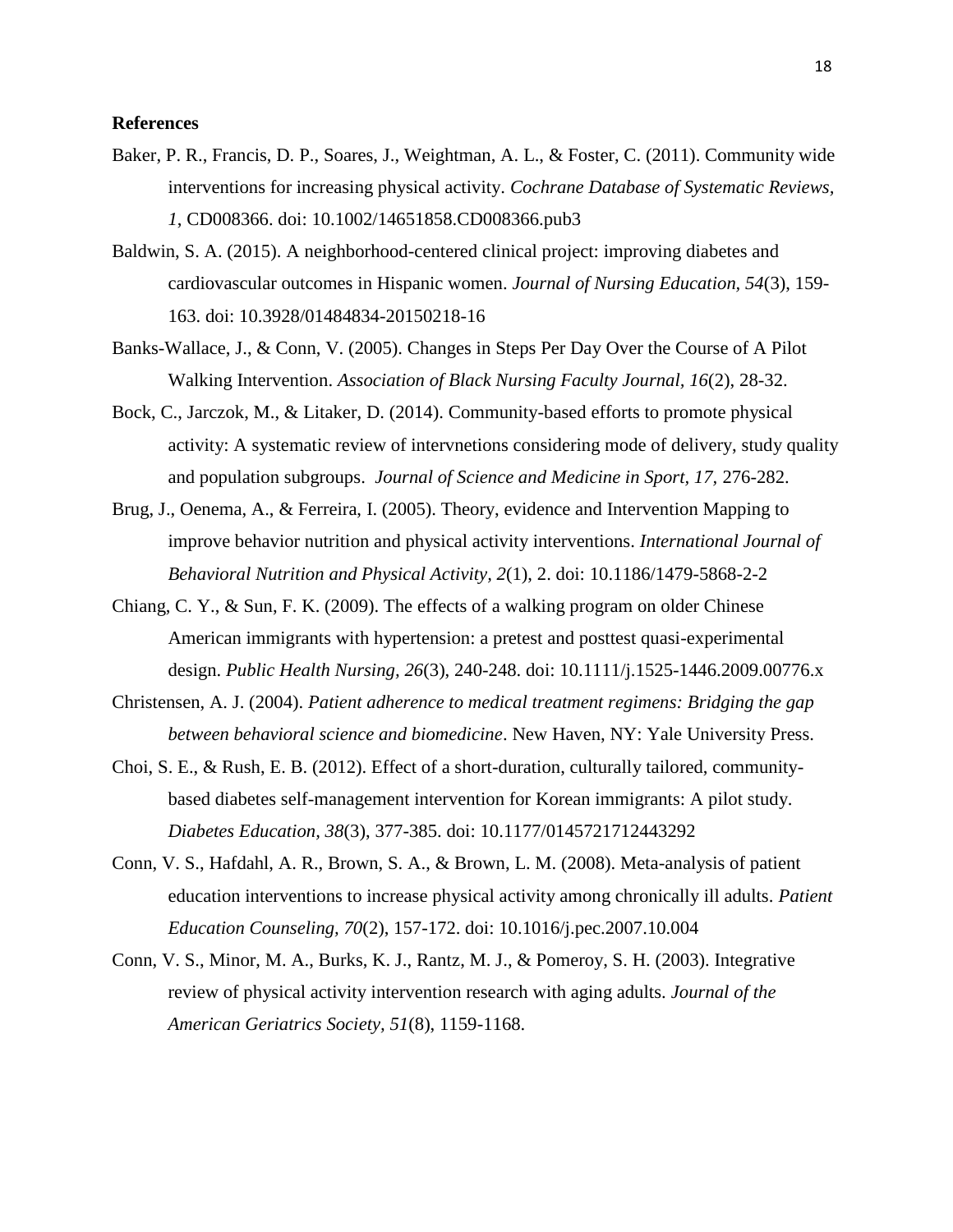**References**

Baker, P. R., Francis, D. P., Soares, J., Weightman, A. L., & Foster, C. (2011). Community wide interventions for increasing physical activity. *Cochrane Database of Systematic Reviews, 1*, CD008366. doi: 10.1002/14651858.CD008366.pub3

Baldwin, S. A. (2015). A neighborhood-centered clinical project: improving diabetes and cardiovascular outcomes in Hispanic women. *Journal of Nursing Education, 54*(3), 159-163. doi: 10.3928/01484834-20150218-16

Banks-Wallace, J., & Conn, V. (2005). Changes in Steps Per Day Over the Course of A Pilot Walking Intervention. *Association of Black Nursing Faculty Journal, 16*(2), 28-32.

Bock, C., Jarczok, M., & Litaker, D. (2014). Community-based efforts to promote physical activity: A systematic review of intervnetions considering mode of delivery, study quality and population subgroups. *Journal of Science and Medicine in Sport, 17,* 276-282.

Brug, J., Oenema, A., & Ferreira, I. (2005). Theory, evidence and Intervention Mapping to improve behavior nutrition and physical activity interventions. *International Journal of Behavioral Nutrition and Physical Activity, 2*(1), 2. doi: 10.1186/1479-5868-2-2

Chiang, C. Y., & Sun, F. K. (2009). The effects of a walking program on older Chinese American immigrants with hypertension: a pretest and posttest quasi-experimental design. *Public Health Nursing, 26*(3), 240-248. doi: 10.1111/j.1525-1446.2009.00776.x

Christensen, A. J. (2004). *Patient adherence to medical treatment regimens: Bridging the gap between behavioral science and biomedicine*. New Haven, NY: Yale University Press.

Choi, S. E., & Rush, E. B. (2012). Effect of a short-duration, culturally tailored, community-based diabetes self-management intervention for Korean immigrants: A pilot study. *Diabetes Education, 38*(3), 377-385. doi: 10.1177/0145721712443292

Conn, V. S., Hafdahl, A. R., Brown, S. A., & Brown, L. M. (2008). Meta-analysis of patient education interventions to increase physical activity among chronically ill adults. *Patient Education Counseling, 70*(2), 157-172. doi: 10.1016/j.pec.2007.10.004

Conn, V. S., Minor, M. A., Burks, K. J., Rantz, M. J., & Pomeroy, S. H. (2003). Integrative review of physical activity intervention research with aging adults. *Journal of the American Geriatrics Society, 51*(8), 1159-1168.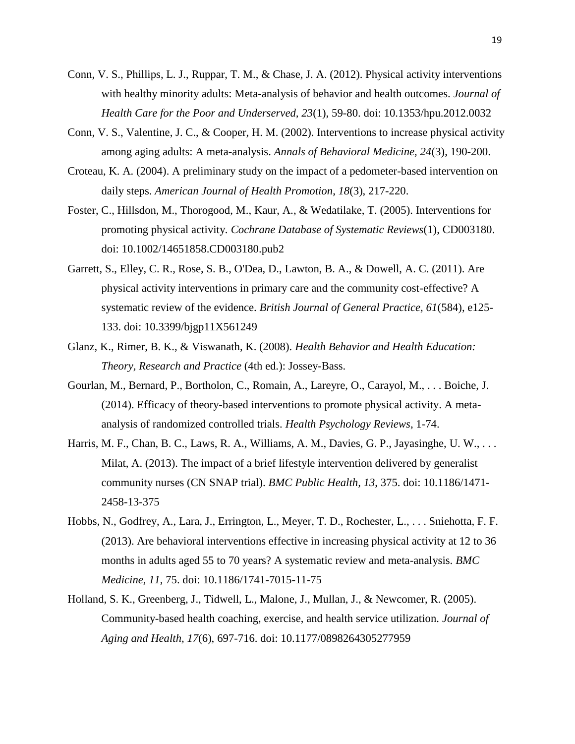Conn, V. S., Phillips, L. J., Ruppar, T. M., & Chase, J. A. (2012). Physical activity interventions with healthy minority adults: Meta-analysis of behavior and health outcomes. *Journal of Health Care for the Poor and Underserved, 23*(1), 59-80. doi: 10.1353/hpu.2012.0032

Conn, V. S., Valentine, J. C., & Cooper, H. M. (2002). Interventions to increase physical activity among aging adults: A meta-analysis. *Annals of Behavioral Medicine, 24*(3), 190-200.

Croteau, K. A. (2004). A preliminary study on the impact of a pedometer-based intervention on daily steps. *American Journal of Health Promotion, 18*(3), 217-220.

Foster, C., Hillsdon, M., Thorogood, M., Kaur, A., & Wedatilake, T. (2005). Interventions for promoting physical activity. *Cochrane Database of Systematic Reviews*(1), CD003180. doi: 10.1002/14651858.CD003180.pub2

Garrett, S., Elley, C. R., Rose, S. B., O'Dea, D., Lawton, B. A., & Dowell, A. C. (2011). Are physical activity interventions in primary care and the community cost-effective? A systematic review of the evidence. *British Journal of General Practice, 61*(584), e125-133. doi: 10.3399/bjgp11X561249

Glanz, K., Rimer, B. K., & Viswanath, K. (2008). *Health Behavior and Health Education: Theory, Research and Practice* (4th ed.): Jossey-Bass.

Gourlan, M., Bernard, P., Bortholon, C., Romain, A., Lareyre, O., Carayol, M., . . . Boiche, J. (2014). Efficacy of theory-based interventions to promote physical activity. A meta-analysis of randomized controlled trials. *Health Psychology Reviews*, 1-74.

Harris, M. F., Chan, B. C., Laws, R. A., Williams, A. M., Davies, G. P., Jayasinghe, U. W., . . . Milat, A. (2013). The impact of a brief lifestyle intervention delivered by generalist community nurses (CN SNAP trial). *BMC Public Health, 13*, 375. doi: 10.1186/1471-2458-13-375

Hobbs, N., Godfrey, A., Lara, J., Errington, L., Meyer, T. D., Rochester, L., . . . Sniehotta, F. F. (2013). Are behavioral interventions effective in increasing physical activity at 12 to 36 months in adults aged 55 to 70 years? A systematic review and meta-analysis. *BMC Medicine, 11*, 75. doi: 10.1186/1741-7015-11-75

Holland, S. K., Greenberg, J., Tidwell, L., Malone, J., Mullan, J., & Newcomer, R. (2005). Community-based health coaching, exercise, and health service utilization. *Journal of Aging and Health, 17*(6), 697-716. doi: 10.1177/0898264305277959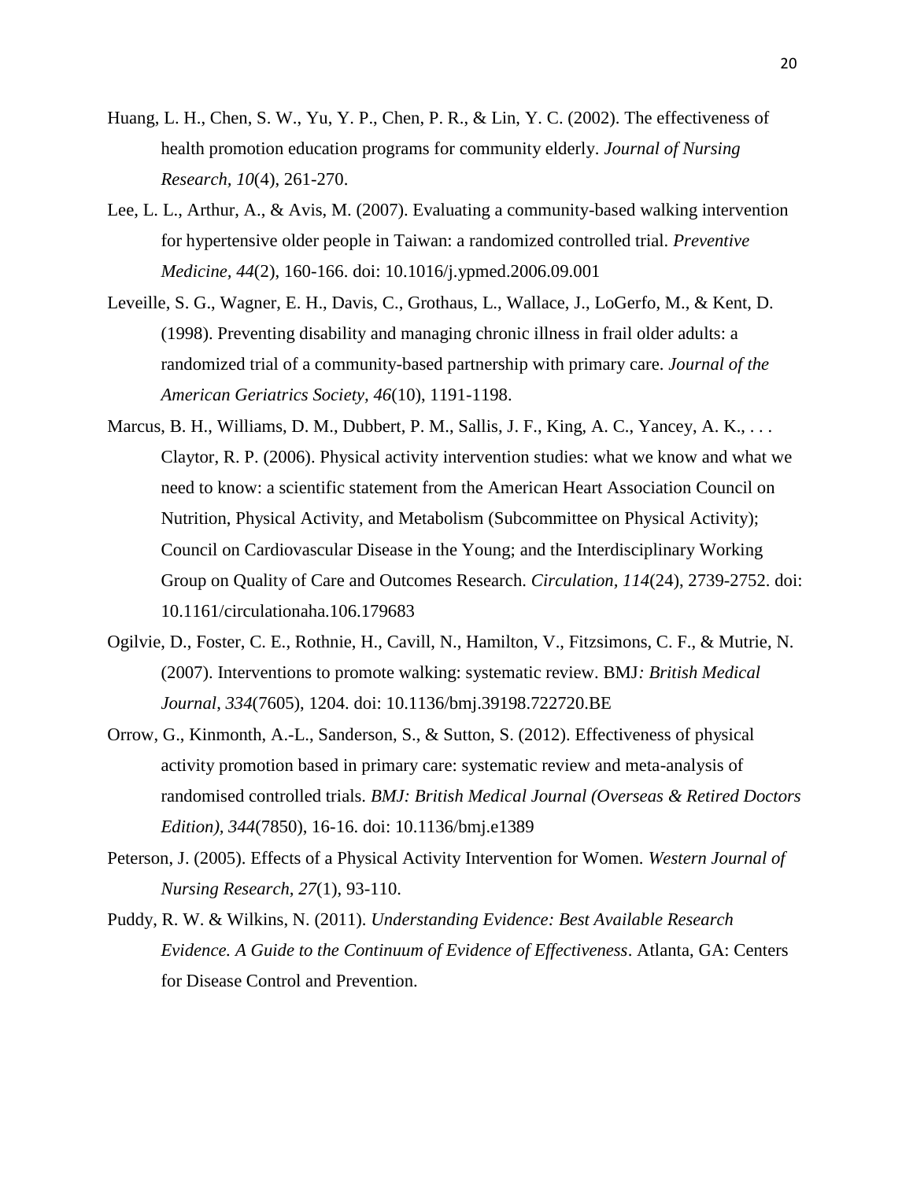Huang, L. H., Chen, S. W., Yu, Y. P., Chen, P. R., & Lin, Y. C. (2002). The effectiveness of health promotion education programs for community elderly. *Journal of Nursing Research, 10*(4), 261-270.

Lee, L. L., Arthur, A., & Avis, M. (2007). Evaluating a community-based walking intervention for hypertensive older people in Taiwan: a randomized controlled trial. *Preventive Medicine, 44*(2), 160-166. doi: 10.1016/j.ypmed.2006.09.001

Leveille, S. G., Wagner, E. H., Davis, C., Grothaus, L., Wallace, J., LoGerfo, M., & Kent, D. (1998). Preventing disability and managing chronic illness in frail older adults: a randomized trial of a community-based partnership with primary care. *Journal of the American Geriatrics Society, 46*(10), 1191-1198.

Marcus, B. H., Williams, D. M., Dubbert, P. M., Sallis, J. F., King, A. C., Yancey, A. K., . . . Claytor, R. P. (2006). Physical activity intervention studies: what we know and what we need to know: a scientific statement from the American Heart Association Council on Nutrition, Physical Activity, and Metabolism (Subcommittee on Physical Activity); Council on Cardiovascular Disease in the Young; and the Interdisciplinary Working Group on Quality of Care and Outcomes Research. *Circulation, 114*(24), 2739-2752. doi: 10.1161/circulationaha.106.179683

Ogilvie, D., Foster, C. E., Rothnie, H., Cavill, N., Hamilton, V., Fitzsimons, C. F., & Mutrie, N. (2007). Interventions to promote walking: systematic review. BMJ*: British Medical Journal*, *334*(7605), 1204. doi: 10.1136/bmj.39198.722720.BE

Orrow, G., Kinmonth, A.-L., Sanderson, S., & Sutton, S. (2012). Effectiveness of physical activity promotion based in primary care: systematic review and meta-analysis of randomised controlled trials. *BMJ: British Medical Journal (Overseas & Retired Doctors Edition), 344*(7850), 16-16. doi: 10.1136/bmj.e1389

Peterson, J. (2005). Effects of a Physical Activity Intervention for Women. *Western Journal of Nursing Research, 27*(1), 93-110.

Puddy, R. W. & Wilkins, N. (2011). *Understanding Evidence: Best Available Research Evidence. A Guide to the Continuum of Evidence of Effectiveness*. Atlanta, GA: Centers for Disease Control and Prevention.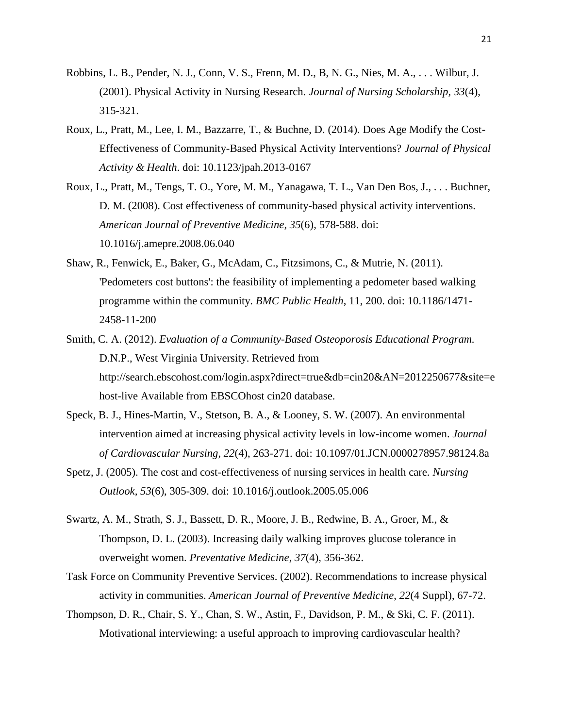Robbins, L. B., Pender, N. J., Conn, V. S., Frenn, M. D., B, N. G., Nies, M. A., . . . Wilbur, J. (2001). Physical Activity in Nursing Research. *Journal of Nursing Scholarship, 33*(4), 315-321.

Roux, L., Pratt, M., Lee, I. M., Bazzarre, T., & Buchne, D. (2014). Does Age Modify the Cost-Effectiveness of Community-Based Physical Activity Interventions? *Journal of Physical Activity & Health*. doi: 10.1123/jpah.2013-0167

Roux, L., Pratt, M., Tengs, T. O., Yore, M. M., Yanagawa, T. L., Van Den Bos, J., . . . Buchner, D. M. (2008). Cost effectiveness of community-based physical activity interventions. *American Journal of Preventive Medicine, 35*(6), 578-588. doi: 10.1016/j.amepre.2008.06.040

Shaw, R., Fenwick, E., Baker, G., McAdam, C., Fitzsimons, C., & Mutrie, N. (2011). 'Pedometers cost buttons': the feasibility of implementing a pedometer based walking programme within the community. *BMC Public Health,* 11, 200. doi: 10.1186/1471-2458-11-200

Smith, C. A. (2012). *Evaluation of a Community-Based Osteoporosis Educational Program.* D.N.P., West Virginia University. Retrieved from http://search.ebscohost.com/login.aspx?direct=true&db=cin20&AN=2012250677&site=ehost-live Available from EBSCOhost cin20 database.

Speck, B. J., Hines-Martin, V., Stetson, B. A., & Looney, S. W. (2007). An environmental intervention aimed at increasing physical activity levels in low-income women. *Journal of Cardiovascular Nursing, 22*(4), 263-271. doi: 10.1097/01.JCN.0000278957.98124.8a

Spetz, J. (2005). The cost and cost-effectiveness of nursing services in health care. *Nursing Outlook, 53*(6), 305-309. doi: 10.1016/j.outlook.2005.05.006

Swartz, A. M., Strath, S. J., Bassett, D. R., Moore, J. B., Redwine, B. A., Groer, M., & Thompson, D. L. (2003). Increasing daily walking improves glucose tolerance in overweight women. *Preventative Medicine, 37*(4), 356-362.

Task Force on Community Preventive Services. (2002). Recommendations to increase physical activity in communities. *American Journal of Preventive Medicine, 22*(4 Suppl), 67-72.

Thompson, D. R., Chair, S. Y., Chan, S. W., Astin, F., Davidson, P. M., & Ski, C. F. (2011). Motivational interviewing: a useful approach to improving cardiovascular health?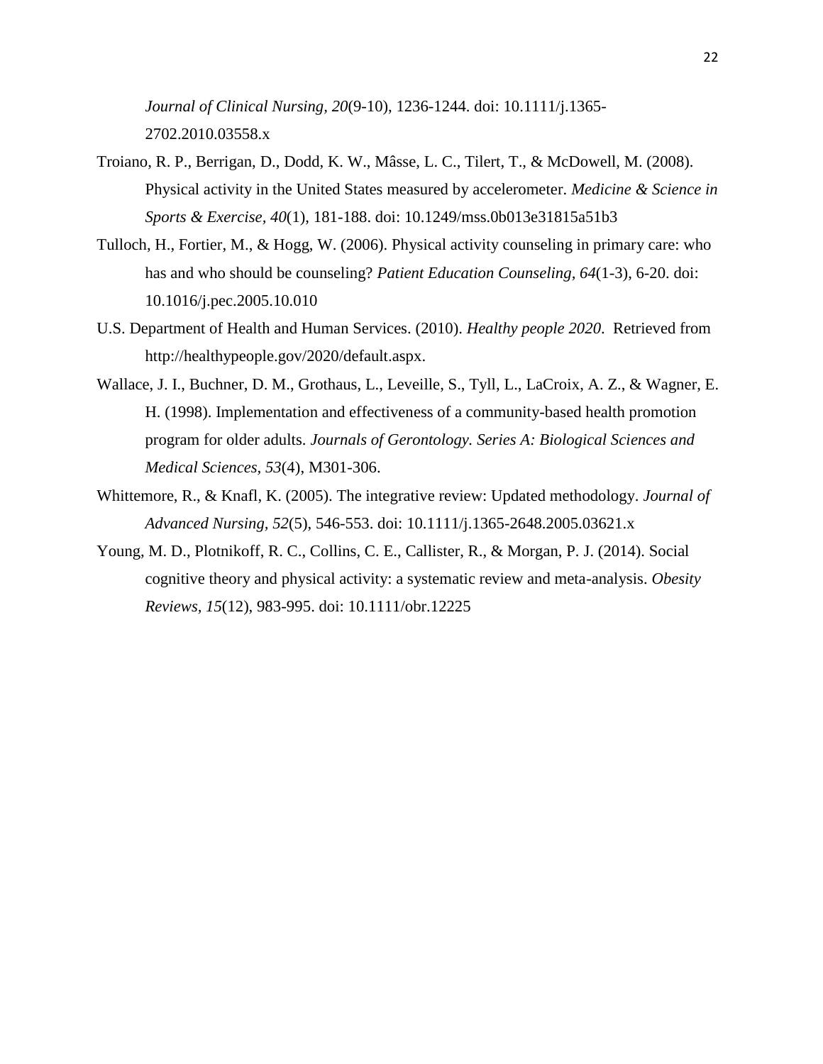*Journal of Clinical Nursing, 20*(9-10), 1236-1244. doi: 10.1111/j.1365-2702.2010.03558.x

Troiano, R. P., Berrigan, D., Dodd, K. W., Mâsse, L. C., Tilert, T., & McDowell, M. (2008). Physical activity in the United States measured by accelerometer. *Medicine & Science in Sports & Exercise, 40*(1), 181-188. doi: 10.1249/mss.0b013e31815a51b3

Tulloch, H., Fortier, M., & Hogg, W. (2006). Physical activity counseling in primary care: who has and who should be counseling? *Patient Education Counseling, 64*(1-3), 6-20. doi: 10.1016/j.pec.2005.10.010

U.S. Department of Health and Human Services. (2010). *Healthy people 2020*. Retrieved from http://healthypeople.gov/2020/default.aspx.

Wallace, J. I., Buchner, D. M., Grothaus, L., Leveille, S., Tyll, L., LaCroix, A. Z., & Wagner, E. H. (1998). Implementation and effectiveness of a community-based health promotion program for older adults. *Journals of Gerontology. Series A: Biological Sciences and Medical Sciences, 53*(4), M301-306.

Whittemore, R., & Knafl, K. (2005). The integrative review: Updated methodology. *Journal of Advanced Nursing, 52*(5), 546-553. doi: 10.1111/j.1365-2648.2005.03621.x

Young, M. D., Plotnikoff, R. C., Collins, C. E., Callister, R., & Morgan, P. J. (2014). Social cognitive theory and physical activity: a systematic review and meta-analysis. *Obesity Reviews, 15*(12), 983-995. doi: 10.1111/obr.12225